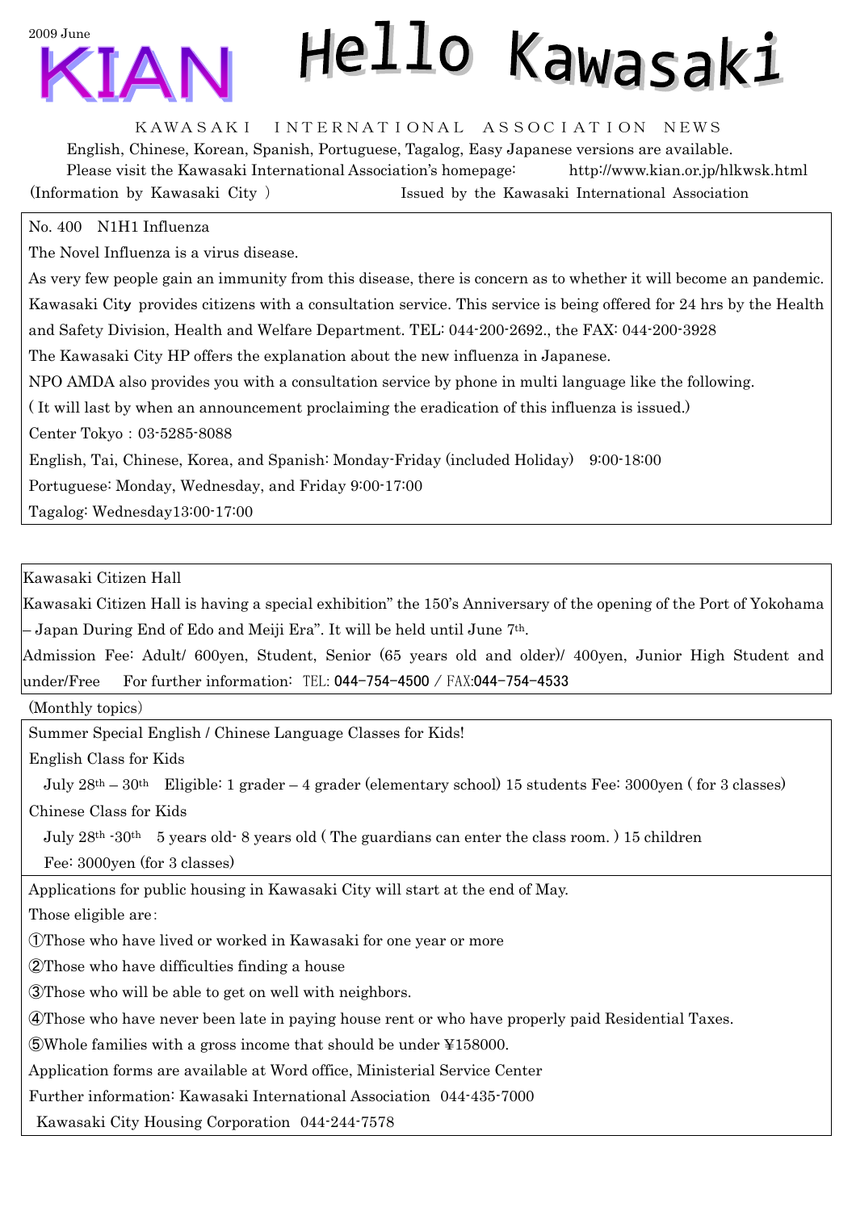2009 June

# KIAN Hello Kawasaki

KAWASAKI INTERNATIONAL ASSOCIATION NEWS

English, Chinese, Korean, Spanish, Portuguese, Tagalog, Easy Japanese versions are available.

Please visit the Kawasaki International Association's homepage: http://www.kian.or.jp/hlkwsk.html

(Information by Kawasaki City ) Issued by the Kawasaki International Association

## No. 400 N1H1 Influenza

The Novel Influenza is a virus disease.

As very few people gain an immunity from this disease, there is concern as to whether it will become an pandemic.

Kawasaki City provides citizens with a consultation service. This service is being offered for 24 hrs by the Health and Safety Division, Health and Welfare Department. TEL: 044-200-2692., the FAX: 044-200-3928

The Kawasaki City HP offers the explanation about the new influenza in Japanese.

NPO AMDA also provides you with a consultation service by phone in multi language like the following.

( It will last by when an announcement proclaiming the eradication of this influenza is issued.)

Center Tokyo : 03-5285-8088

English, Tai, Chinese, Korea, and Spanish: Monday-Friday (included Holiday) 9:00-18:00

Portuguese: Monday, Wednesday, and Friday 9:00-17:00

Tagalog: Wednesday13:00-17:00

## Kawasaki Citizen Hall

Kawasaki Citizen Hall is having a special exhibition" the 150's Anniversary of the opening of the Port of Yokohama – Japan During End of Edo and Meiji Era". It will be held until June 7th.

Admission Fee: Adult/ 600yen, Student, Senior (65 years old and older)/ 400yen, Junior High Student and under/Free For further information: TEL: 044-754-4500 / FAX:044-754-4533

(Monthly topics)

## Summer Special English / Chinese Language Classes for Kids!

English Class for Kids

July 28th – 30th Eligible: 1 grader – 4 grader (elementary school) 15 students Fee: 3000yen ( for 3 classes)

Chinese Class for Kids

July 28th -30th 5 years old- 8 years old ( The guardians can enter the class room. ) 15 children

Fee: 3000yen (for 3 classes)

## Applications for public housing in Kawasaki City will start at the end of May.

Those eligible are：

①Those who have lived or worked in Kawasaki for one year or more

②Those who have difficulties finding a house

③Those who will be able to get on well with neighbors.

④Those who have never been late in paying house rent or who have properly paid Residential Taxes.

⑤Whole families with a gross income that should be under ¥158000.

Application forms are available at Word office, Ministerial Service Center

Further information: Kawasaki International Association 044-435-7000

Kawasaki City Housing Corporation 044-244-7578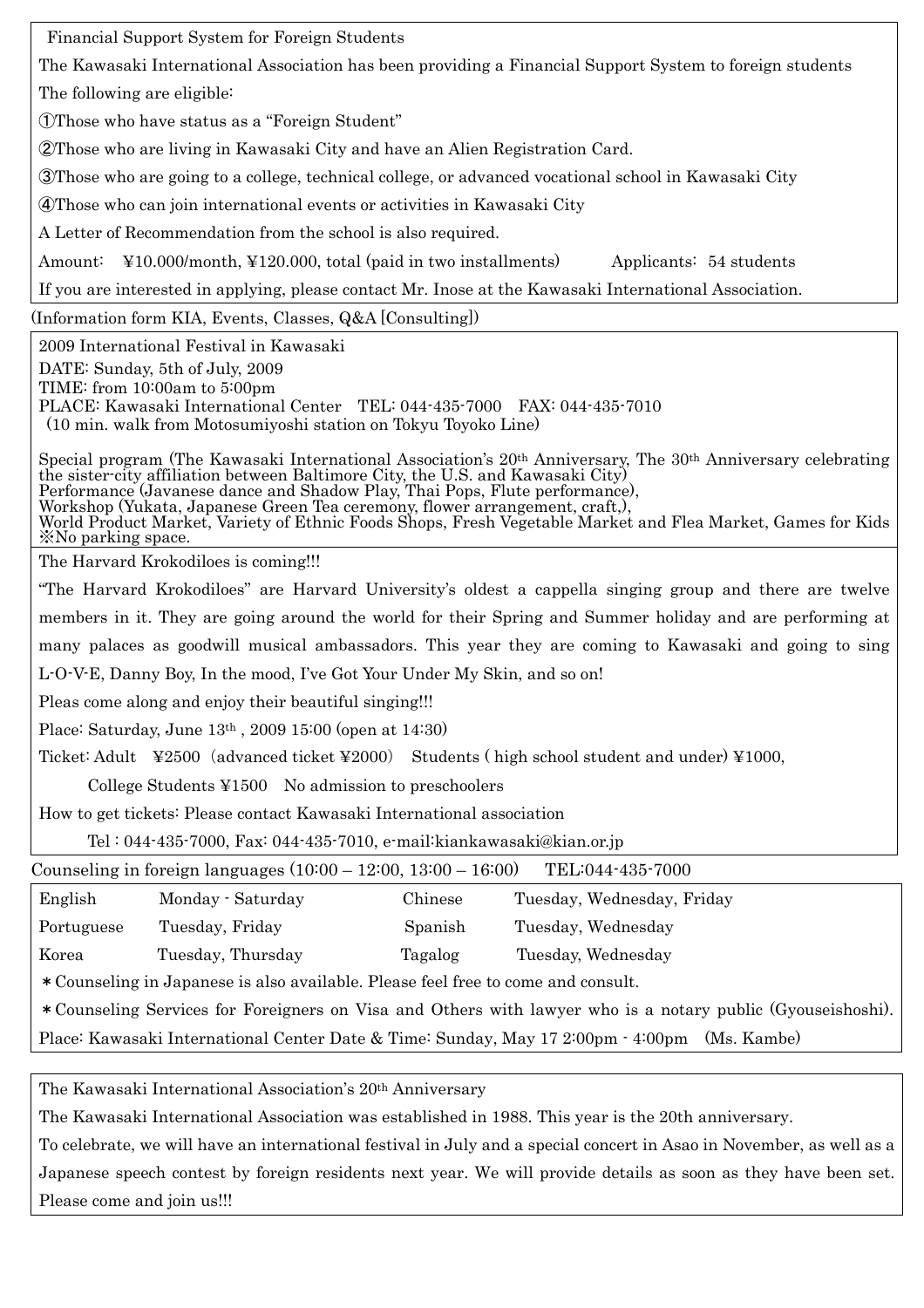## Financial Support System for Foreign Students

The Kawasaki International Association has been providing a Financial Support System to foreign students

The following are eligible:

①Those who have status as a "Foreign Student"

②Those who are living in Kawasaki City and have an Alien Registration Card.

③Those who are going to a college, technical college, or advanced vocational school in Kawasaki City

④Those who can join international events or activities in Kawasaki City

A Letter of Recommendation from the school is also required.

Amount: ¥10.000/month, ¥120.000, total (paid in two installments)  Applicants: 54 students

If you are interested in applying, please contact Mr. Inose at the Kawasaki International Association.

(Information form KIA, Events, Classes, Q&A [Consulting])

## 2009 International Festival in Kawasaki

DATE: Sunday, 5th of July, 2009
TIME: from 10:00am to 5:00pm
PLACE: Kawasaki International Center TEL: 044-435-7000 FAX: 044-435-7010
(10 min. walk from Motosumiyoshi station on Tokyu Toyoko Line)

Special program (The Kawasaki International Association's 20th Anniversary, The 30th Anniversary celebrating the sister-city affiliation between Baltimore City, the U.S. and Kawasaki City)
Performance (Javanese dance and Shadow Play, Thai Pops, Flute performance),
Workshop (Yukata, Japanese Green Tea ceremony, flower arrangement, craft,),
World Product Market, Variety of Ethnic Foods Shops, Fresh Vegetable Market and Flea Market, Games for Kids
※No parking space.

## The Harvard Krokodiloes is coming!!!

"The Harvard Krokodiloes" are Harvard University's oldest a cappella singing group and there are twelve members in it. They are going around the world for their Spring and Summer holiday and are performing at many palaces as goodwill musical ambassadors. This year they are coming to Kawasaki and going to sing L-O-V-E, Danny Boy, In the mood, I've Got Your Under My Skin, and so on!

Pleas come along and enjoy their beautiful singing!!!

Place: Saturday, June 13th , 2009 15:00 (open at 14:30)

Ticket: Adult ¥2500 (advanced ticket ¥2000) Students ( high school student and under) ¥1000,
College Students ¥1500 No admission to preschoolers

How to get tickets: Please contact Kawasaki International association
Tel : 044-435-7000, Fax: 044-435-7010, e-mail:kiankawasaki@kian.or.jp

## Counseling in foreign languages (10:00 – 12:00, 13:00 – 16:00) TEL:044-435-7000

| | | | |
|---|---|---|---|
| English | Monday - Saturday | Chinese | Tuesday, Wednesday, Friday |
| Portuguese | Tuesday, Friday | Spanish | Tuesday, Wednesday |
| Korea | Tuesday, Thursday | Tagalog | Tuesday, Wednesday |

＊Counseling in Japanese is also available. Please feel free to come and consult.

＊Counseling Services for Foreigners on Visa and Others with lawyer who is a notary public (Gyouseishoshi).

Place: Kawasaki International Center Date & Time: Sunday, May 17 2:00pm - 4:00pm (Ms. Kambe)

## The Kawasaki International Association's 20th Anniversary

The Kawasaki International Association was established in 1988. This year is the 20th anniversary.

To celebrate, we will have an international festival in July and a special concert in Asao in November, as well as a Japanese speech contest by foreign residents next year. We will provide details as soon as they have been set. Please come and join us!!!